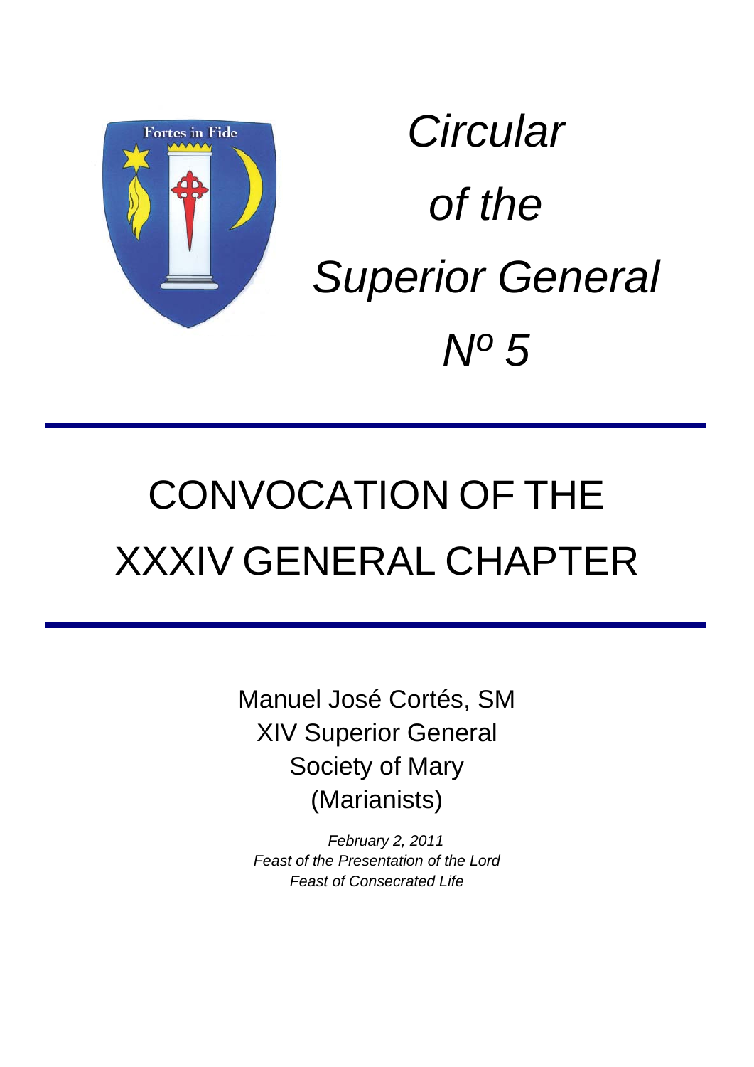*Circular of the Superior General Nº 5*

# CONVOCATION OF THE XXXIV GENERAL CHAPTER

Manuel José Cortés, SM
XIV Superior General
Society of Mary
(Marianists)

*February 2, 2011*
*Feast of the Presentation of the Lord*
*Feast of Consecrated Life*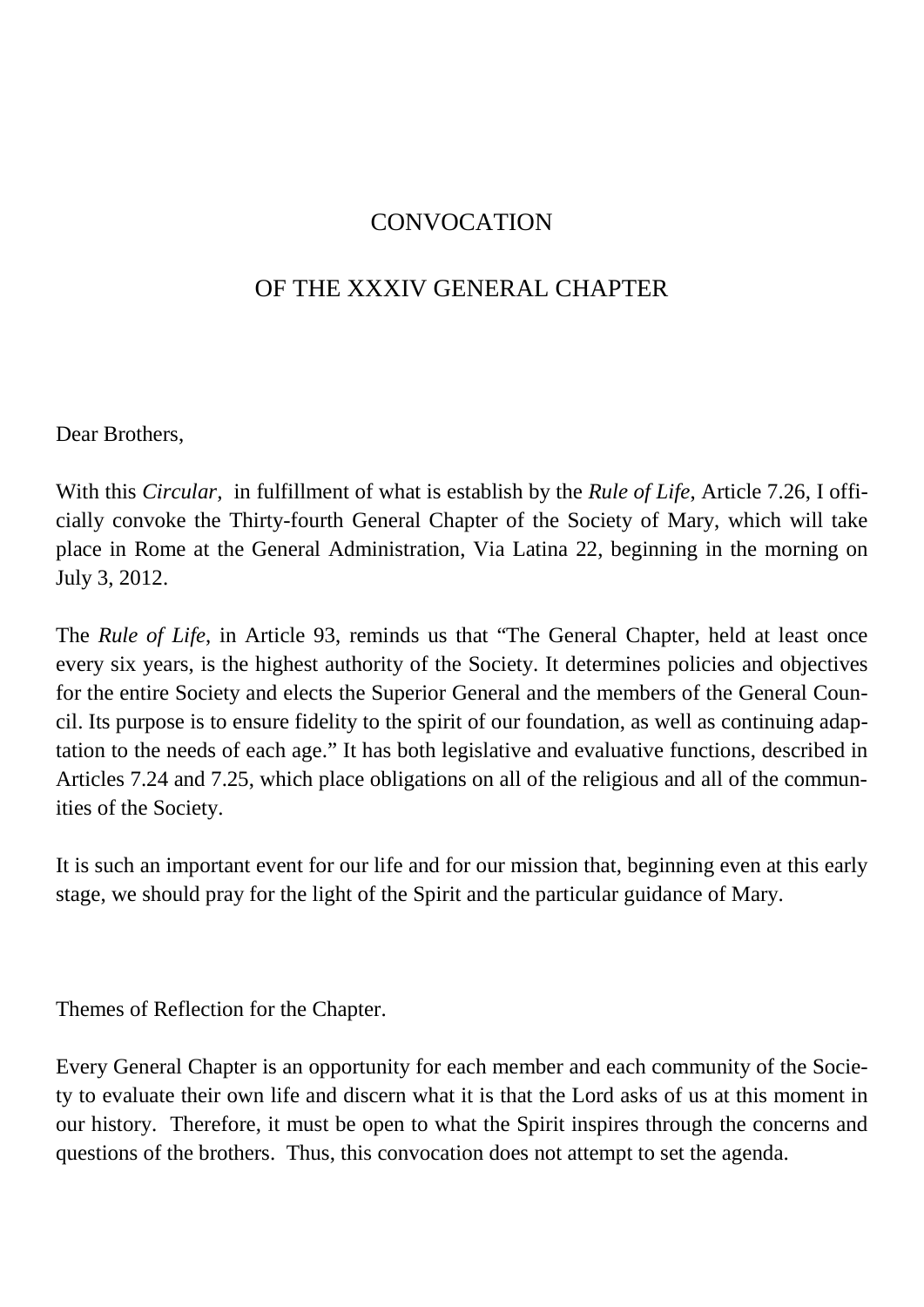# CONVOCATION

# OF THE XXXIV GENERAL CHAPTER

Dear Brothers,

With this *Circular*, in fulfillment of what is establish by the *Rule of Life*, Article 7.26, I officially convoke the Thirty-fourth General Chapter of the Society of Mary, which will take place in Rome at the General Administration, Via Latina 22, beginning in the morning on July 3, 2012.

The *Rule of Life*, in Article 93, reminds us that "The General Chapter, held at least once every six years, is the highest authority of the Society. It determines policies and objectives for the entire Society and elects the Superior General and the members of the General Council. Its purpose is to ensure fidelity to the spirit of our foundation, as well as continuing adaptation to the needs of each age." It has both legislative and evaluative functions, described in Articles 7.24 and 7.25, which place obligations on all of the religious and all of the communities of the Society.

It is such an important event for our life and for our mission that, beginning even at this early stage, we should pray for the light of the Spirit and the particular guidance of Mary.

Themes of Reflection for the Chapter.

Every General Chapter is an opportunity for each member and each community of the Society to evaluate their own life and discern what it is that the Lord asks of us at this moment in our history. Therefore, it must be open to what the Spirit inspires through the concerns and questions of the brothers. Thus, this convocation does not attempt to set the agenda.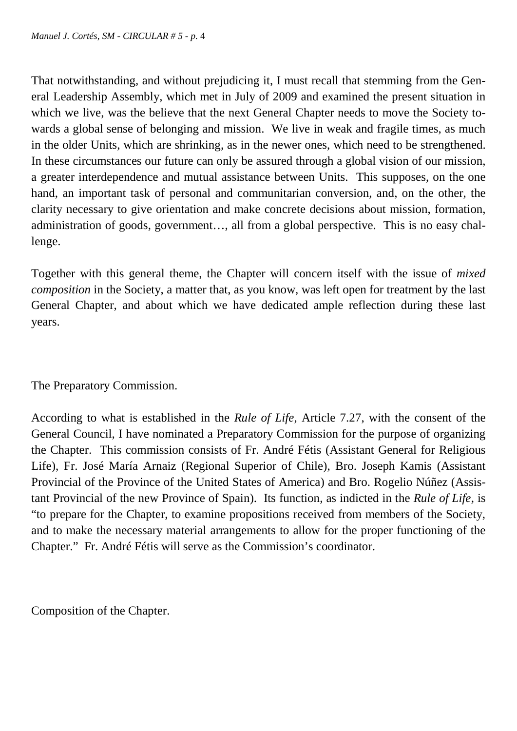That notwithstanding, and without prejudicing it, I must recall that stemming from the General Leadership Assembly, which met in July of 2009 and examined the present situation in which we live, was the believe that the next General Chapter needs to move the Society towards a global sense of belonging and mission. We live in weak and fragile times, as much in the older Units, which are shrinking, as in the newer ones, which need to be strengthened. In these circumstances our future can only be assured through a global vision of our mission, a greater interdependence and mutual assistance between Units. This supposes, on the one hand, an important task of personal and communitarian conversion, and, on the other, the clarity necessary to give orientation and make concrete decisions about mission, formation, administration of goods, government…, all from a global perspective. This is no easy challenge.

Together with this general theme, the Chapter will concern itself with the issue of *mixed composition* in the Society, a matter that, as you know, was left open for treatment by the last General Chapter, and about which we have dedicated ample reflection during these last years.

The Preparatory Commission.

According to what is established in the *Rule of Life*, Article 7.27, with the consent of the General Council, I have nominated a Preparatory Commission for the purpose of organizing the Chapter. This commission consists of Fr. André Fétis (Assistant General for Religious Life), Fr. José María Arnaiz (Regional Superior of Chile), Bro. Joseph Kamis (Assistant Provincial of the Province of the United States of America) and Bro. Rogelio Núñez (Assistant Provincial of the new Province of Spain). Its function, as indicted in the *Rule of Life*, is "to prepare for the Chapter, to examine propositions received from members of the Society, and to make the necessary material arrangements to allow for the proper functioning of the Chapter." Fr. André Fétis will serve as the Commission's coordinator.

Composition of the Chapter.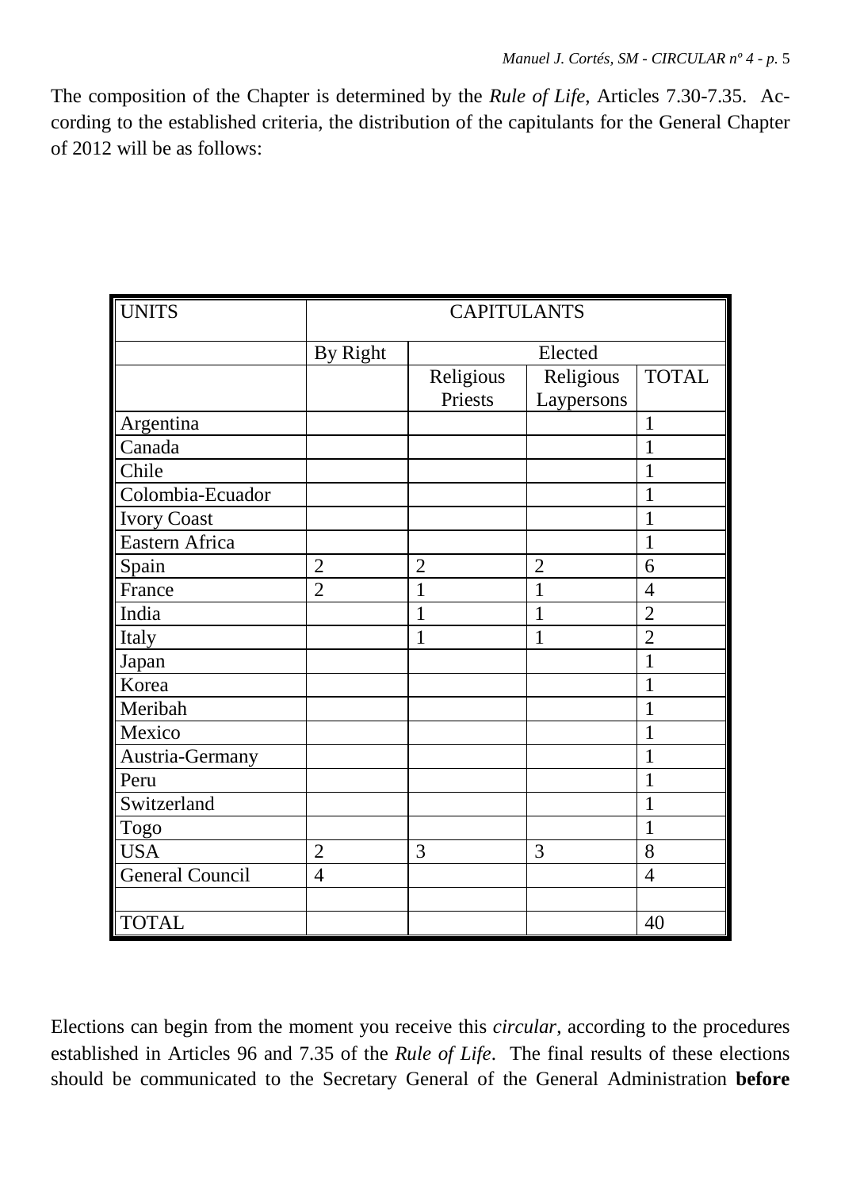The composition of the Chapter is determined by the *Rule of Life*, Articles 7.30-7.35. According to the established criteria, the distribution of the capitulants for the General Chapter of 2012 will be as follows:

| UNITS | CAPITULANTS | | | |
|---|---|---|---|---|
| | By Right | Elected | | |
| | | Religious Priests | Religious Laypersons | TOTAL |
| Argentina | | | | 1 |
| Canada | | | | 1 |
| Chile | | | | 1 |
| Colombia-Ecuador | | | | 1 |
| Ivory Coast | | | | 1 |
| Eastern Africa | | | | 1 |
| Spain | 2 | 2 | 2 | 6 |
| France | 2 | 1 | 1 | 4 |
| India | | 1 | 1 | 2 |
| Italy | | 1 | 1 | 2 |
| Japan | | | | 1 |
| Korea | | | | 1 |
| Meribah | | | | 1 |
| Mexico | | | | 1 |
| Austria-Germany | | | | 1 |
| Peru | | | | 1 |
| Switzerland | | | | 1 |
| Togo | | | | 1 |
| USA | 2 | 3 | 3 | 8 |
| General Council | 4 | | | 4 |
| | | | | |
| TOTAL | | | | 40 |

Elections can begin from the moment you receive this *circular*, according to the procedures established in Articles 96 and 7.35 of the *Rule of Life*. The final results of these elections should be communicated to the Secretary General of the General Administration **before**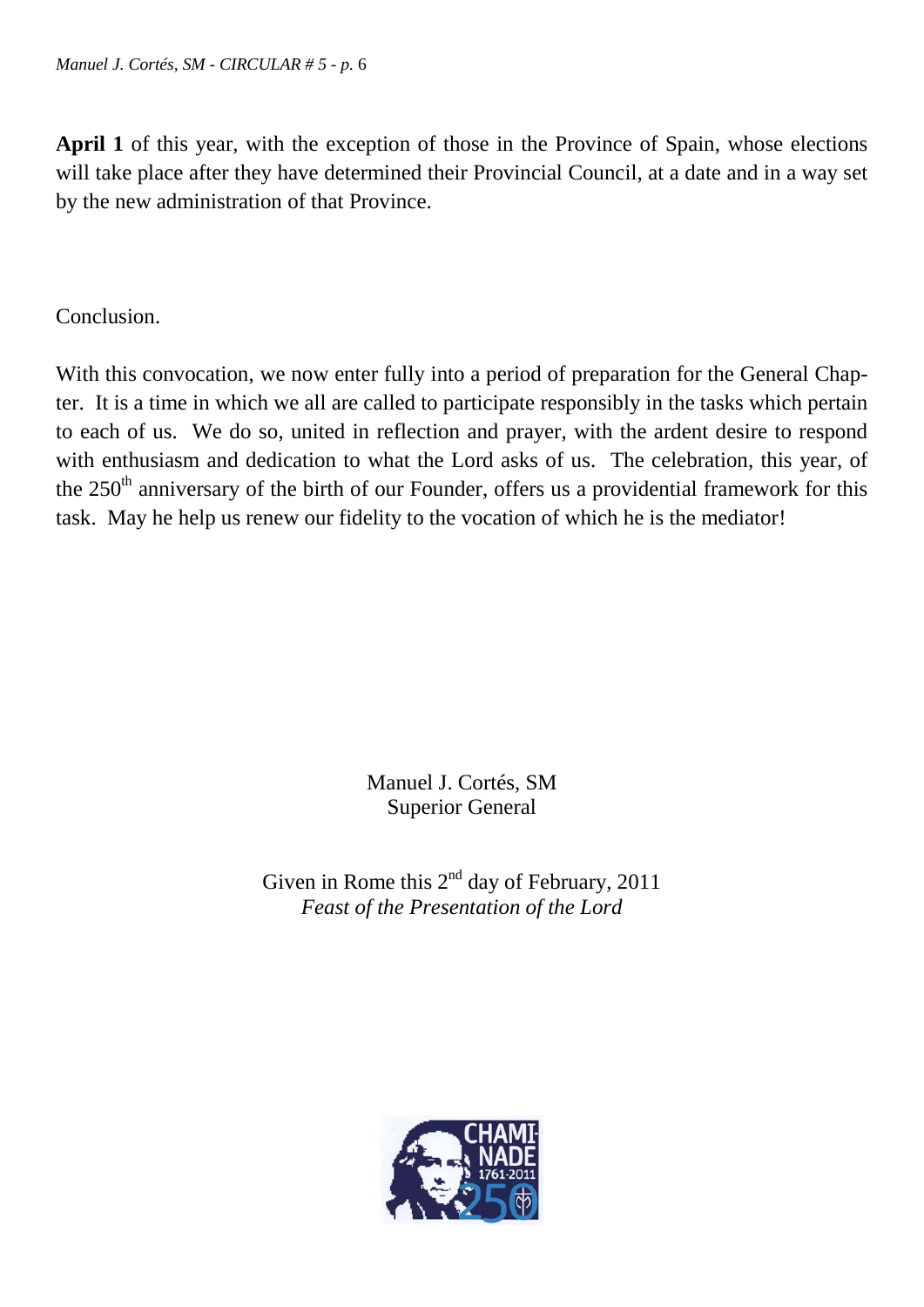**April 1** of this year, with the exception of those in the Province of Spain, whose elections will take place after they have determined their Provincial Council, at a date and in a way set by the new administration of that Province.

Conclusion.

With this convocation, we now enter fully into a period of preparation for the General Chapter. It is a time in which we all are called to participate responsibly in the tasks which pertain to each of us. We do so, united in reflection and prayer, with the ardent desire to respond with enthusiasm and dedication to what the Lord asks of us. The celebration, this year, of the 250th anniversary of the birth of our Founder, offers us a providential framework for this task. May he help us renew our fidelity to the vocation of which he is the mediator!

Manuel J. Cortés, SM
Superior General

Given in Rome this 2nd day of February, 2011
*Feast of the Presentation of the Lord*